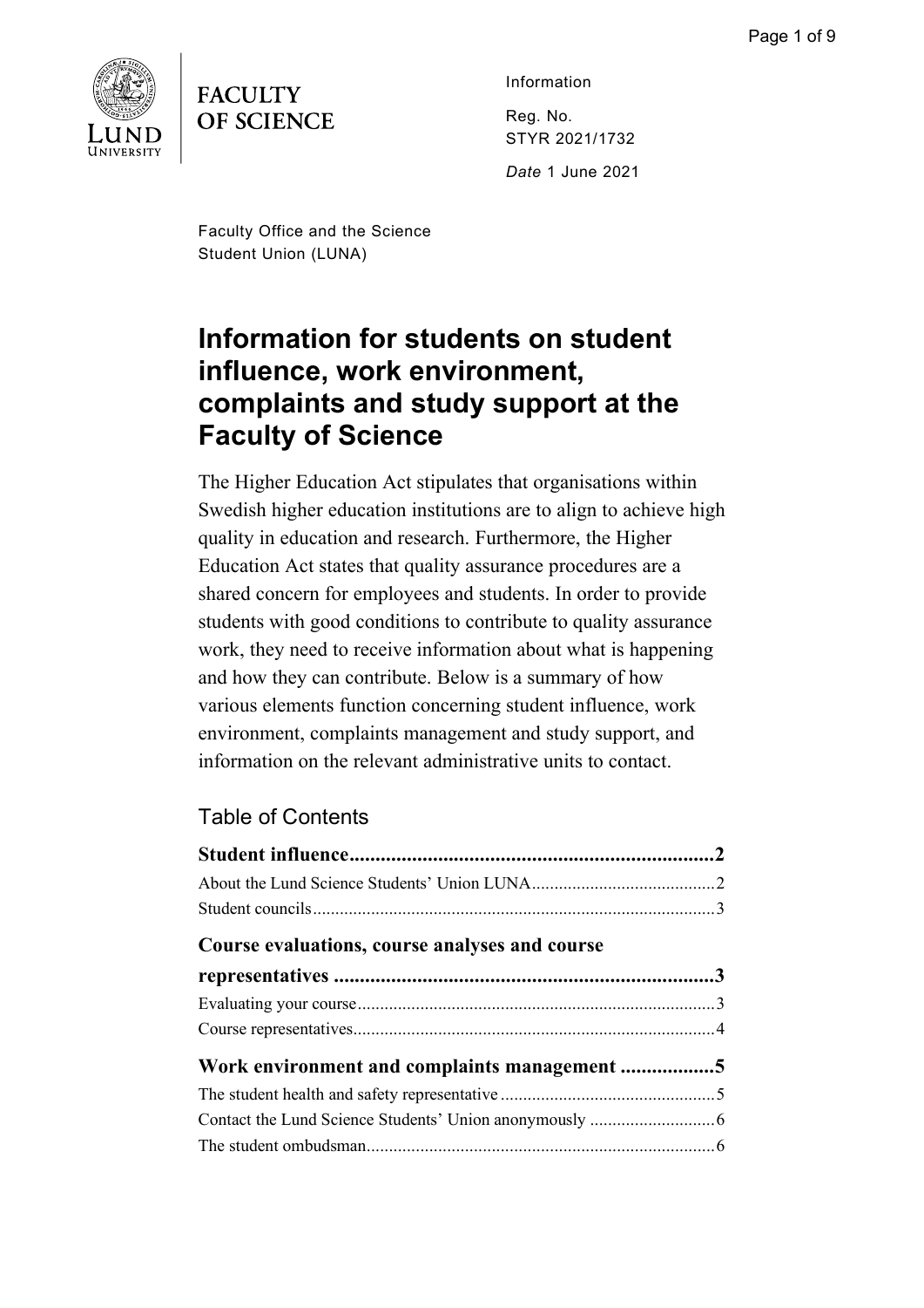FACULTY OF SCIENCE

Lund University

Information

Reg. No.
STYR 2021/1732

*Date* 1 June 2021

Faculty Office and the Science Student Union (LUNA)

# Information for students on student influence, work environment, complaints and study support at the Faculty of Science

The Higher Education Act stipulates that organisations within Swedish higher education institutions are to align to achieve high quality in education and research. Furthermore, the Higher Education Act states that quality assurance procedures are a shared concern for employees and students. In order to provide students with good conditions to contribute to quality assurance work, they need to receive information about what is happening and how they can contribute. Below is a summary of how various elements function concerning student influence, work environment, complaints management and study support, and information on the relevant administrative units to contact.

## Table of Contents

**Student influence....................................................................2**

About the Lund Science Students' Union LUNA........................................2

Student councils..........................................................................................3

**Course evaluations, course analyses and course representatives ........................................................................3**

Evaluating your course................................................................................3

Course representatives................................................................................4

**Work environment and complaints management .................5**

The student health and safety representative ................................................5

Contact the Lund Science Students' Union anonymously ............................6

The student ombudsman..............................................................................6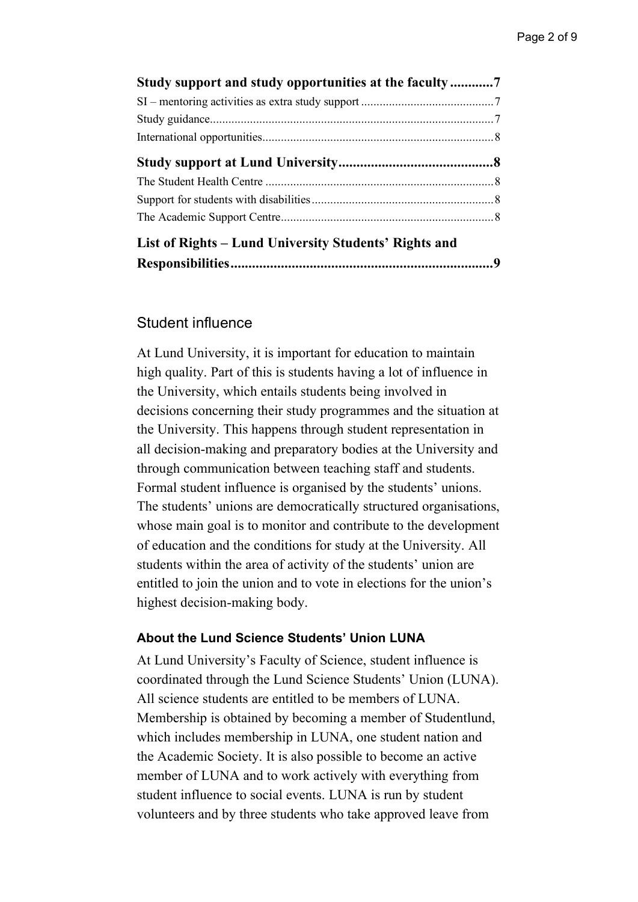**Study support and study opportunities at the faculty ............7**

SI – mentoring activities as extra study support ............7

Study guidance............7

International opportunities............8

**Study support at Lund University............8**

The Student Health Centre ............8

Support for students with disabilities............8

The Academic Support Centre............8

**List of Rights – Lund University Students' Rights and Responsibilities............9**

## Student influence

At Lund University, it is important for education to maintain high quality. Part of this is students having a lot of influence in the University, which entails students being involved in decisions concerning their study programmes and the situation at the University. This happens through student representation in all decision-making and preparatory bodies at the University and through communication between teaching staff and students. Formal student influence is organised by the students' unions. The students' unions are democratically structured organisations, whose main goal is to monitor and contribute to the development of education and the conditions for study at the University. All students within the area of activity of the students' union are entitled to join the union and to vote in elections for the union's highest decision-making body.

### About the Lund Science Students' Union LUNA

At Lund University's Faculty of Science, student influence is coordinated through the Lund Science Students' Union (LUNA). All science students are entitled to be members of LUNA. Membership is obtained by becoming a member of Studentlund, which includes membership in LUNA, one student nation and the Academic Society. It is also possible to become an active member of LUNA and to work actively with everything from student influence to social events. LUNA is run by student volunteers and by three students who take approved leave from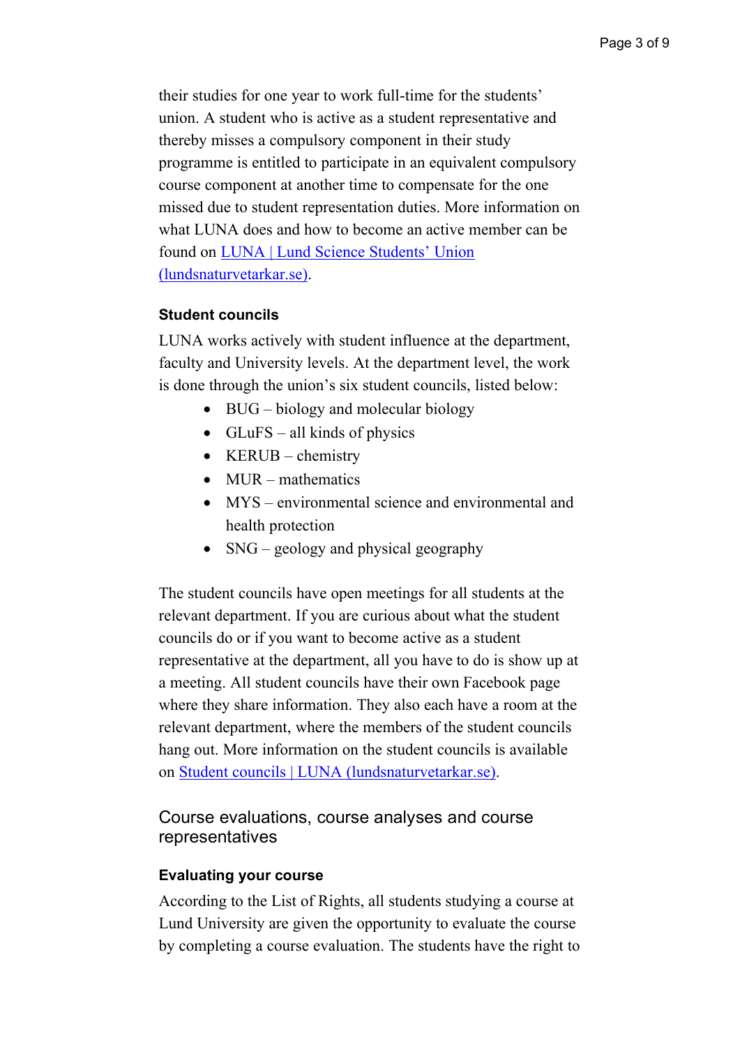their studies for one year to work full-time for the students' union. A student who is active as a student representative and thereby misses a compulsory component in their study programme is entitled to participate in an equivalent compulsory course component at another time to compensate for the one missed due to student representation duties. More information on what LUNA does and how to become an active member can be found on [LUNA | Lund Science Students' Union (lundsnaturvetarkar.se)](lundsnaturvetarkar.se).

### Student councils

LUNA works actively with student influence at the department, faculty and University levels. At the department level, the work is done through the union's six student councils, listed below:

- BUG – biology and molecular biology
- GLuFS – all kinds of physics
- KERUB – chemistry
- MUR – mathematics
- MYS – environmental science and environmental and health protection
- SNG – geology and physical geography

The student councils have open meetings for all students at the relevant department. If you are curious about what the student councils do or if you want to become active as a student representative at the department, all you have to do is show up at a meeting. All student councils have their own Facebook page where they share information. They also each have a room at the relevant department, where the members of the student councils hang out. More information on the student councils is available on [Student councils | LUNA (lundsnaturvetarkar.se)](lundsnaturvetarkar.se).

## Course evaluations, course analyses and course representatives

### Evaluating your course

According to the List of Rights, all students studying a course at Lund University are given the opportunity to evaluate the course by completing a course evaluation. The students have the right to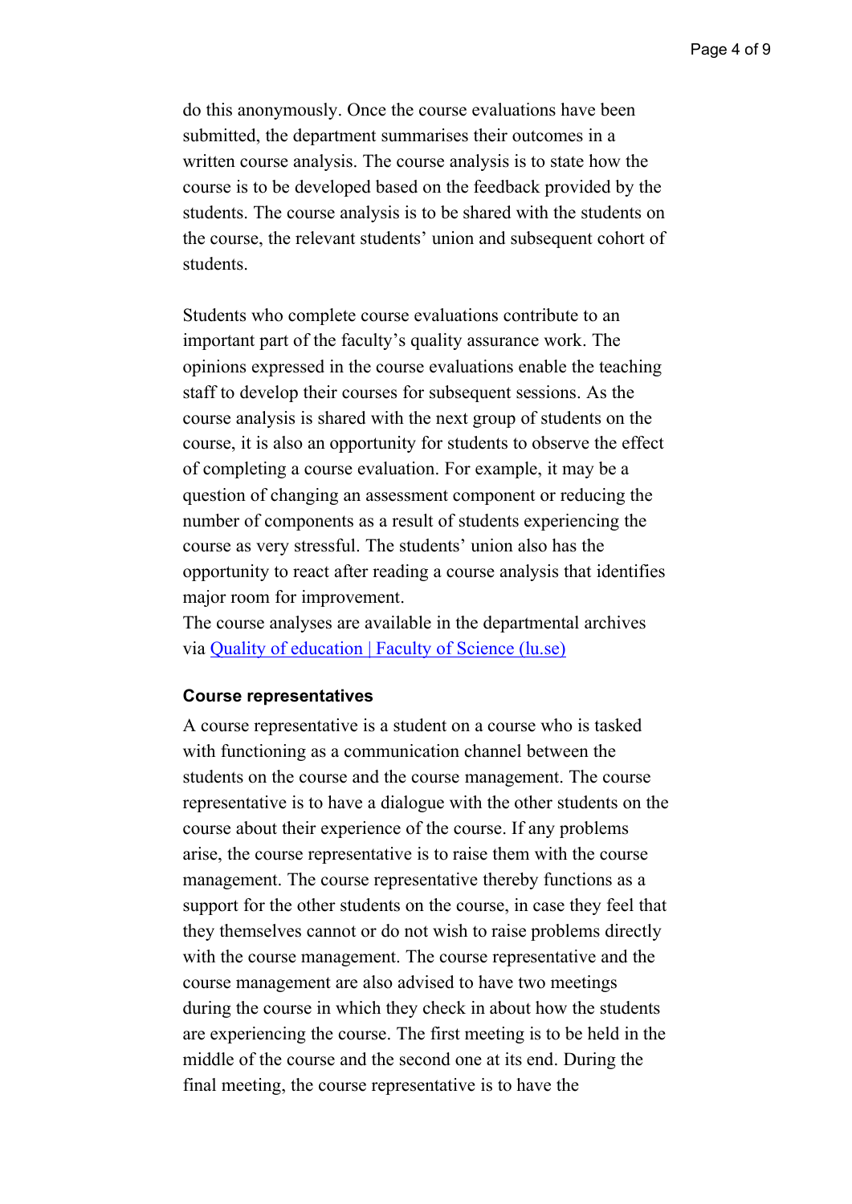do this anonymously. Once the course evaluations have been submitted, the department summarises their outcomes in a written course analysis. The course analysis is to state how the course is to be developed based on the feedback provided by the students. The course analysis is to be shared with the students on the course, the relevant students' union and subsequent cohort of students.

Students who complete course evaluations contribute to an important part of the faculty's quality assurance work. The opinions expressed in the course evaluations enable the teaching staff to develop their courses for subsequent sessions. As the course analysis is shared with the next group of students on the course, it is also an opportunity for students to observe the effect of completing a course evaluation. For example, it may be a question of changing an assessment component or reducing the number of components as a result of students experiencing the course as very stressful. The students' union also has the opportunity to react after reading a course analysis that identifies major room for improvement.
The course analyses are available in the departmental archives via [Quality of education | Faculty of Science (lu.se)](#)

#### Course representatives

A course representative is a student on a course who is tasked with functioning as a communication channel between the students on the course and the course management. The course representative is to have a dialogue with the other students on the course about their experience of the course. If any problems arise, the course representative is to raise them with the course management. The course representative thereby functions as a support for the other students on the course, in case they feel that they themselves cannot or do not wish to raise problems directly with the course management. The course representative and the course management are also advised to have two meetings during the course in which they check in about how the students are experiencing the course. The first meeting is to be held in the middle of the course and the second one at its end. During the final meeting, the course representative is to have the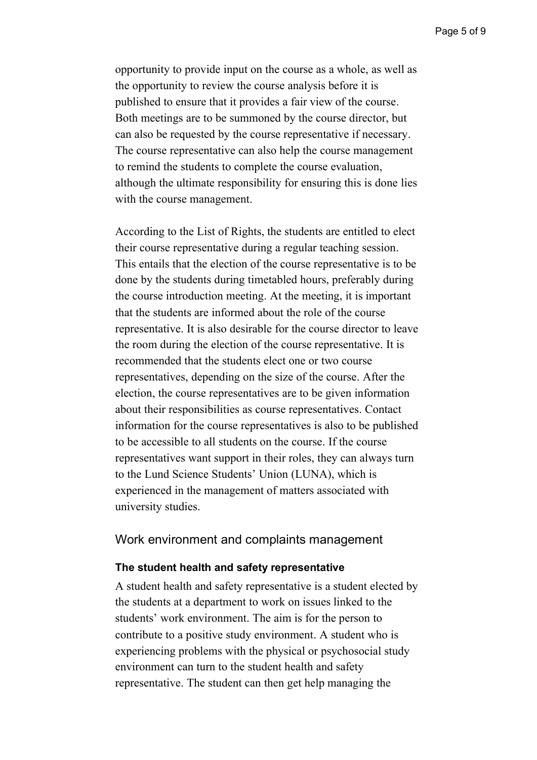opportunity to provide input on the course as a whole, as well as the opportunity to review the course analysis before it is published to ensure that it provides a fair view of the course. Both meetings are to be summoned by the course director, but can also be requested by the course representative if necessary. The course representative can also help the course management to remind the students to complete the course evaluation, although the ultimate responsibility for ensuring this is done lies with the course management.

According to the List of Rights, the students are entitled to elect their course representative during a regular teaching session. This entails that the election of the course representative is to be done by the students during timetabled hours, preferably during the course introduction meeting. At the meeting, it is important that the students are informed about the role of the course representative. It is also desirable for the course director to leave the room during the election of the course representative. It is recommended that the students elect one or two course representatives, depending on the size of the course. After the election, the course representatives are to be given information about their responsibilities as course representatives. Contact information for the course representatives is also to be published to be accessible to all students on the course. If the course representatives want support in their roles, they can always turn to the Lund Science Students' Union (LUNA), which is experienced in the management of matters associated with university studies.

## Work environment and complaints management

### The student health and safety representative

A student health and safety representative is a student elected by the students at a department to work on issues linked to the students' work environment. The aim is for the person to contribute to a positive study environment. A student who is experiencing problems with the physical or psychosocial study environment can turn to the student health and safety representative. The student can then get help managing the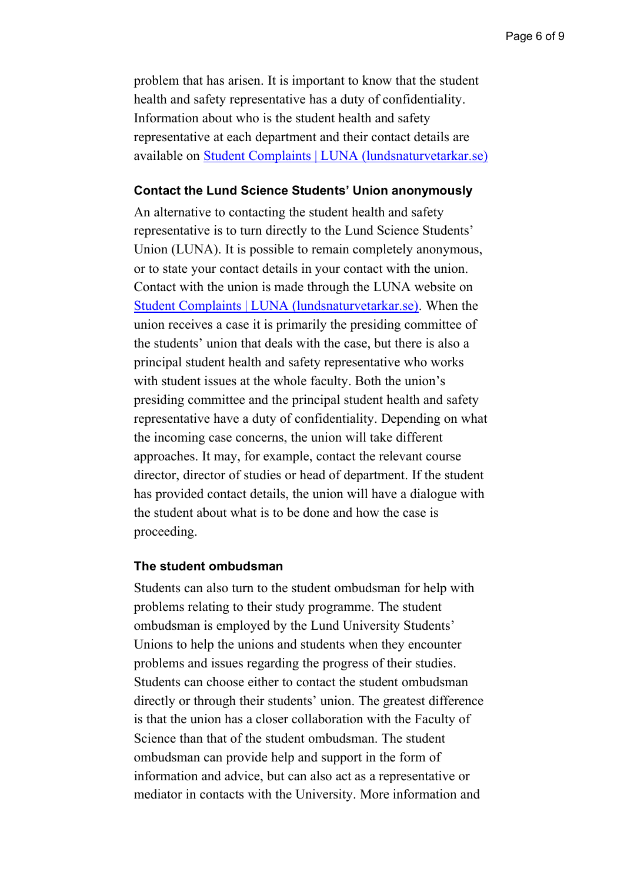problem that has arisen. It is important to know that the student health and safety representative has a duty of confidentiality. Information about who is the student health and safety representative at each department and their contact details are available on [Student Complaints | LUNA (lundsnaturvetarkar.se)]

#### Contact the Lund Science Students' Union anonymously

An alternative to contacting the student health and safety representative is to turn directly to the Lund Science Students' Union (LUNA). It is possible to remain completely anonymous, or to state your contact details in your contact with the union. Contact with the union is made through the LUNA website on [Student Complaints | LUNA (lundsnaturvetarkar.se)]. When the union receives a case it is primarily the presiding committee of the students' union that deals with the case, but there is also a principal student health and safety representative who works with student issues at the whole faculty. Both the union's presiding committee and the principal student health and safety representative have a duty of confidentiality. Depending on what the incoming case concerns, the union will take different approaches. It may, for example, contact the relevant course director, director of studies or head of department. If the student has provided contact details, the union will have a dialogue with the student about what is to be done and how the case is proceeding.

#### The student ombudsman

Students can also turn to the student ombudsman for help with problems relating to their study programme. The student ombudsman is employed by the Lund University Students' Unions to help the unions and students when they encounter problems and issues regarding the progress of their studies. Students can choose either to contact the student ombudsman directly or through their students' union. The greatest difference is that the union has a closer collaboration with the Faculty of Science than that of the student ombudsman. The student ombudsman can provide help and support in the form of information and advice, but can also act as a representative or mediator in contacts with the University. More information and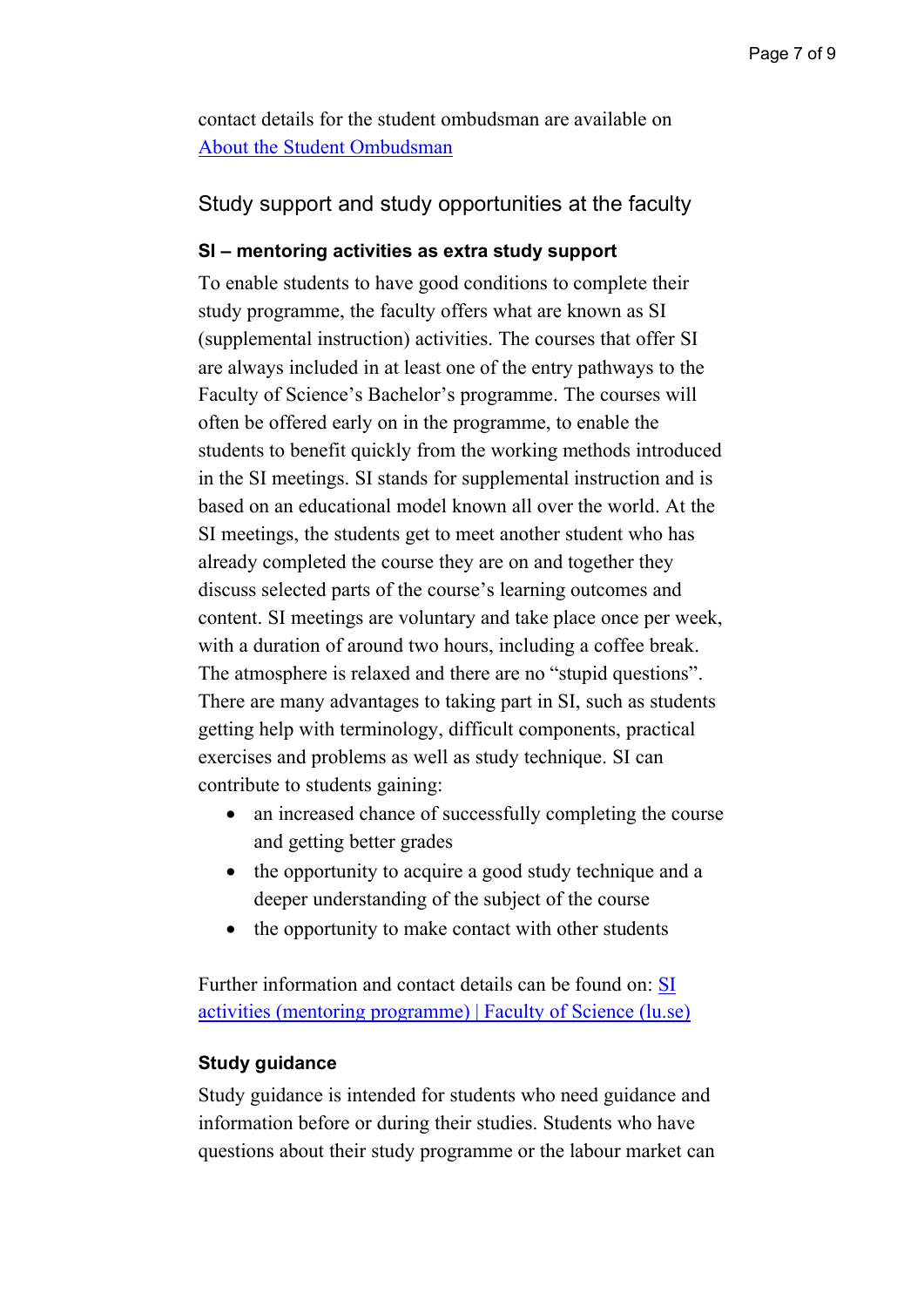contact details for the student ombudsman are available on [About the Student Ombudsman]()

## Study support and study opportunities at the faculty

### SI – mentoring activities as extra study support

To enable students to have good conditions to complete their study programme, the faculty offers what are known as SI (supplemental instruction) activities. The courses that offer SI are always included in at least one of the entry pathways to the Faculty of Science's Bachelor's programme. The courses will often be offered early on in the programme, to enable the students to benefit quickly from the working methods introduced in the SI meetings. SI stands for supplemental instruction and is based on an educational model known all over the world. At the SI meetings, the students get to meet another student who has already completed the course they are on and together they discuss selected parts of the course's learning outcomes and content. SI meetings are voluntary and take place once per week, with a duration of around two hours, including a coffee break. The atmosphere is relaxed and there are no "stupid questions". There are many advantages to taking part in SI, such as students getting help with terminology, difficult components, practical exercises and problems as well as study technique. SI can contribute to students gaining:

- an increased chance of successfully completing the course and getting better grades
- the opportunity to acquire a good study technique and a deeper understanding of the subject of the course
- the opportunity to make contact with other students

Further information and contact details can be found on: [SI activities (mentoring programme) | Faculty of Science (lu.se)]()

### Study guidance

Study guidance is intended for students who need guidance and information before or during their studies. Students who have questions about their study programme or the labour market can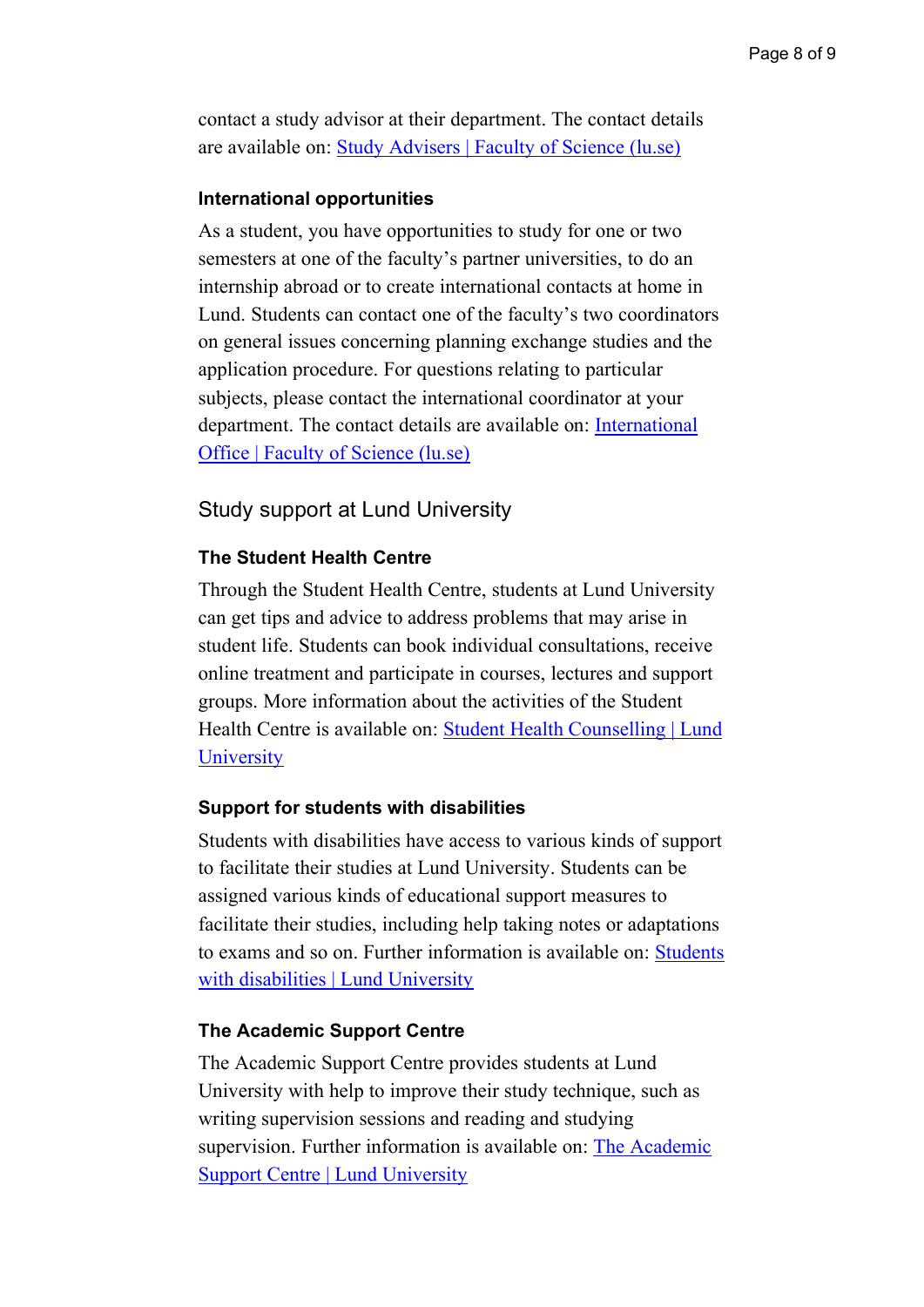contact a study advisor at their department. The contact details are available on: [Study Advisers | Faculty of Science (lu.se)]

#### International opportunities

As a student, you have opportunities to study for one or two semesters at one of the faculty's partner universities, to do an internship abroad or to create international contacts at home in Lund. Students can contact one of the faculty's two coordinators on general issues concerning planning exchange studies and the application procedure. For questions relating to particular subjects, please contact the international coordinator at your department. The contact details are available on: [International Office | Faculty of Science (lu.se)]

### Study support at Lund University

#### The Student Health Centre

Through the Student Health Centre, students at Lund University can get tips and advice to address problems that may arise in student life. Students can book individual consultations, receive online treatment and participate in courses, lectures and support groups. More information about the activities of the Student Health Centre is available on: [Student Health Counselling | Lund University]

#### Support for students with disabilities

Students with disabilities have access to various kinds of support to facilitate their studies at Lund University. Students can be assigned various kinds of educational support measures to facilitate their studies, including help taking notes or adaptations to exams and so on. Further information is available on: [Students with disabilities | Lund University]

#### The Academic Support Centre

The Academic Support Centre provides students at Lund University with help to improve their study technique, such as writing supervision sessions and reading and studying supervision. Further information is available on: [The Academic Support Centre | Lund University]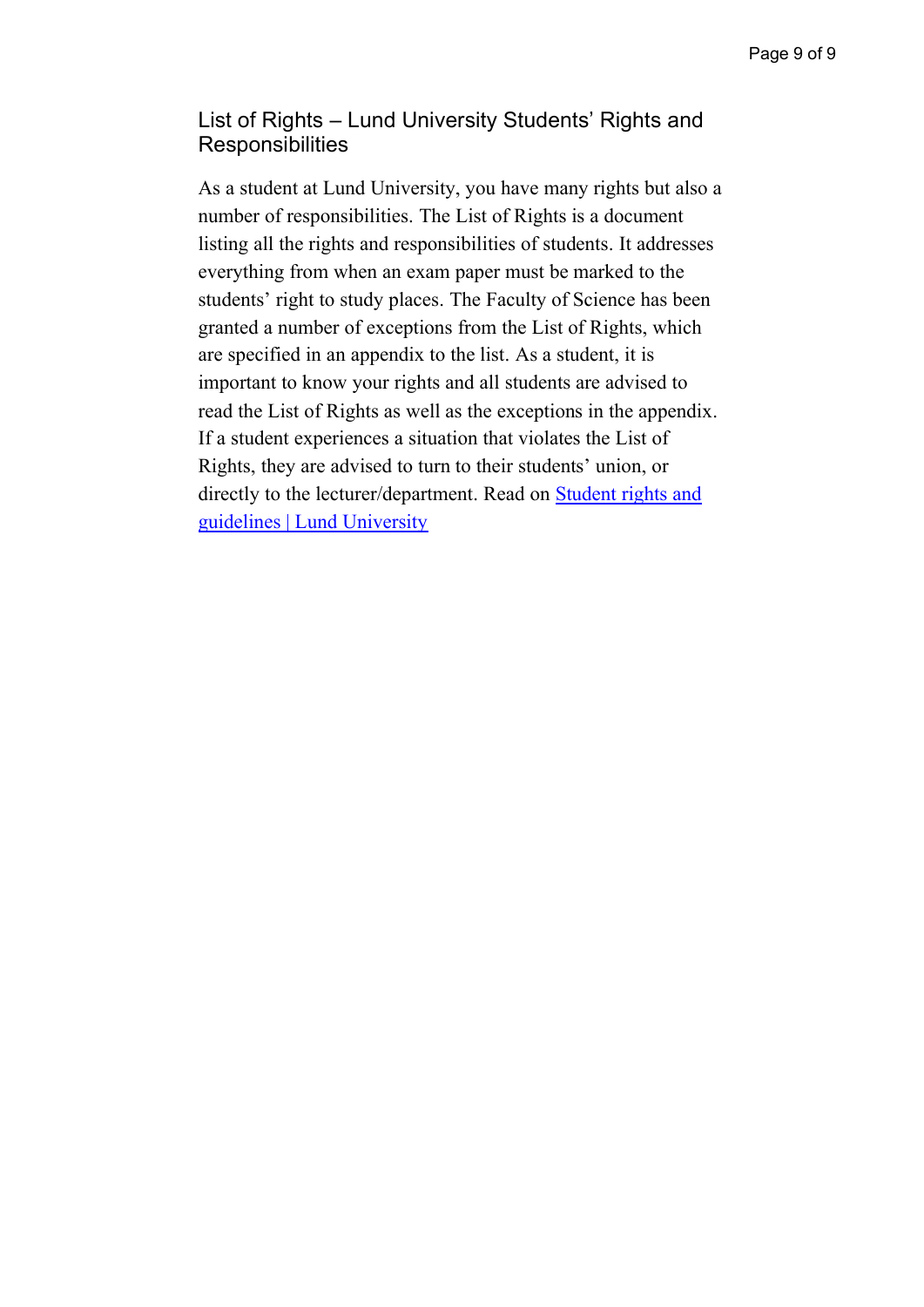## List of Rights – Lund University Students' Rights and Responsibilities

As a student at Lund University, you have many rights but also a number of responsibilities. The List of Rights is a document listing all the rights and responsibilities of students. It addresses everything from when an exam paper must be marked to the students' right to study places. The Faculty of Science has been granted a number of exceptions from the List of Rights, which are specified in an appendix to the list. As a student, it is important to know your rights and all students are advised to read the List of Rights as well as the exceptions in the appendix. If a student experiences a situation that violates the List of Rights, they are advised to turn to their students' union, or directly to the lecturer/department. Read on Student rights and guidelines | Lund University